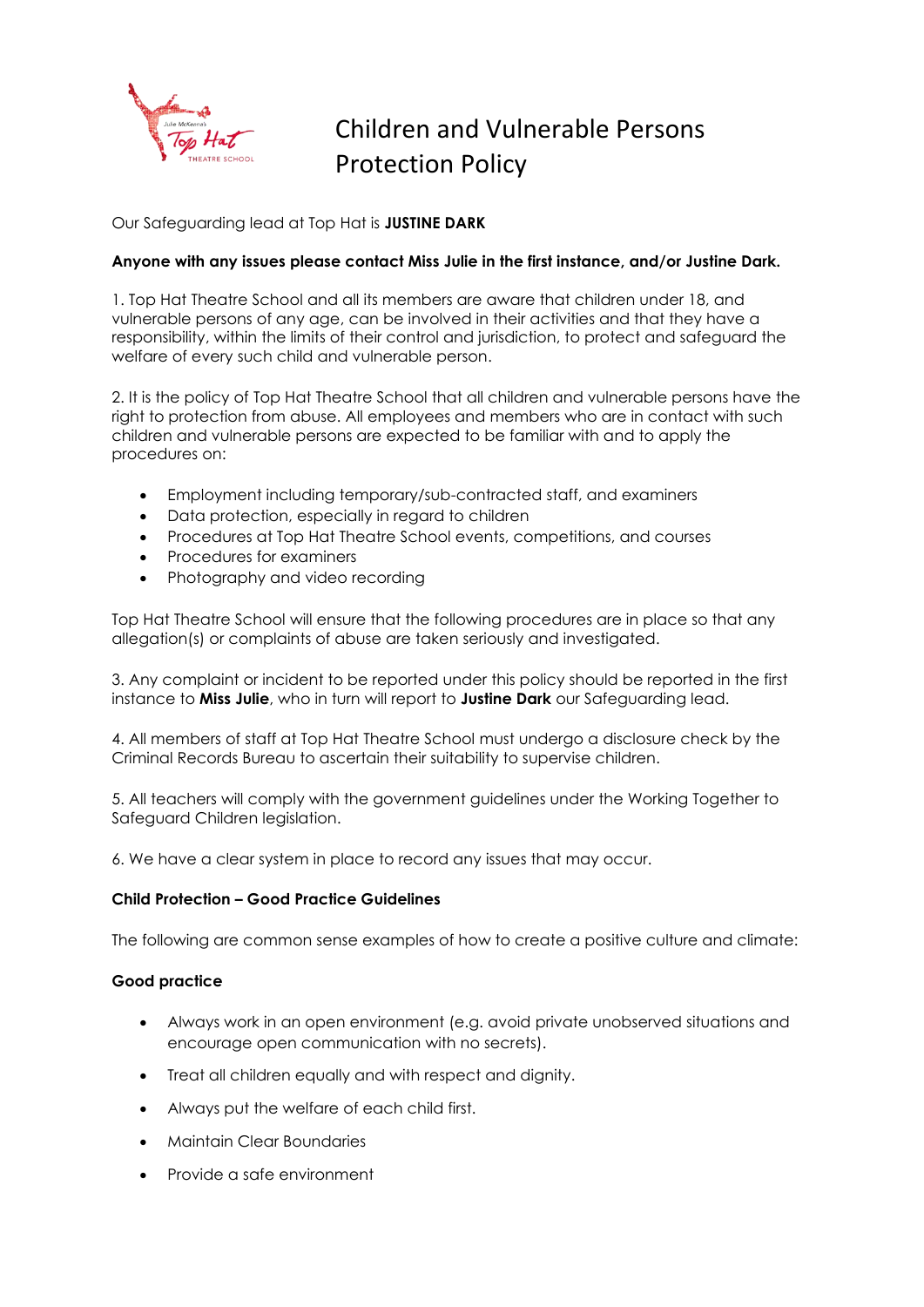# Children and Vulnerable Persons Protection Policy

Our Safeguarding lead at Top Hat is **JUSTINE DARK**

**Anyone with any issues please contact Miss Julie in the first instance, and/or Justine Dark.**

1. Top Hat Theatre School and all its members are aware that children under 18, and vulnerable persons of any age, can be involved in their activities and that they have a responsibility, within the limits of their control and jurisdiction, to protect and safeguard the welfare of every such child and vulnerable person.

2. It is the policy of Top Hat Theatre School that all children and vulnerable persons have the right to protection from abuse. All employees and members who are in contact with such children and vulnerable persons are expected to be familiar with and to apply the procedures on:

- Employment including temporary/sub-contracted staff, and examiners
- Data protection, especially in regard to children
- Procedures at Top Hat Theatre School events, competitions, and courses
- Procedures for examiners
- Photography and video recording

Top Hat Theatre School will ensure that the following procedures are in place so that any allegation(s) or complaints of abuse are taken seriously and investigated.

3. Any complaint or incident to be reported under this policy should be reported in the first instance to **Miss Julie**, who in turn will report to **Justine Dark** our Safeguarding lead.

4. All members of staff at Top Hat Theatre School must undergo a disclosure check by the Criminal Records Bureau to ascertain their suitability to supervise children.

5. All teachers will comply with the government guidelines under the Working Together to Safeguard Children legislation.

6. We have a clear system in place to record any issues that may occur.

**Child Protection – Good Practice Guidelines**

The following are common sense examples of how to create a positive culture and climate:

**Good practice**

- Always work in an open environment (e.g. avoid private unobserved situations and encourage open communication with no secrets).
- Treat all children equally and with respect and dignity.
- Always put the welfare of each child first.
- Maintain Clear Boundaries
- Provide a safe environment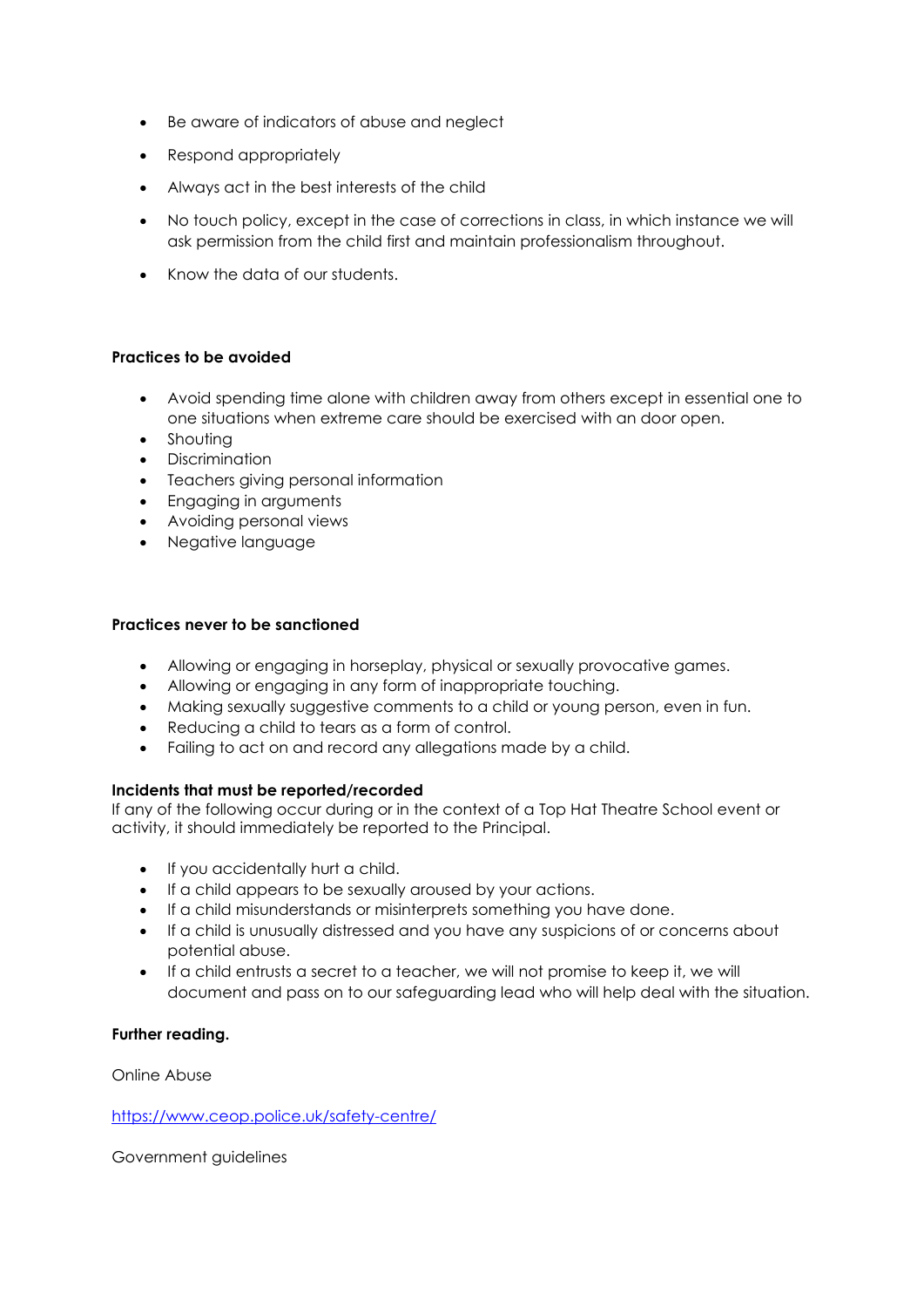- Be aware of indicators of abuse and neglect
- Respond appropriately
- Always act in the best interests of the child
- No touch policy, except in the case of corrections in class, in which instance we will ask permission from the child first and maintain professionalism throughout.
- Know the data of our students.

**Practices to be avoided**

- Avoid spending time alone with children away from others except in essential one to one situations when extreme care should be exercised with an door open.
- Shouting
- Discrimination
- Teachers giving personal information
- Engaging in arguments
- Avoiding personal views
- Negative language

**Practices never to be sanctioned**

- Allowing or engaging in horseplay, physical or sexually provocative games.
- Allowing or engaging in any form of inappropriate touching.
- Making sexually suggestive comments to a child or young person, even in fun.
- Reducing a child to tears as a form of control.
- Failing to act on and record any allegations made by a child.

**Incidents that must be reported/recorded**

If any of the following occur during or in the context of a Top Hat Theatre School event or activity, it should immediately be reported to the Principal.

- If you accidentally hurt a child.
- If a child appears to be sexually aroused by your actions.
- If a child misunderstands or misinterprets something you have done.
- If a child is unusually distressed and you have any suspicions of or concerns about potential abuse.
- If a child entrusts a secret to a teacher, we will not promise to keep it, we will document and pass on to our safeguarding lead who will help deal with the situation.

**Further reading.**

Online Abuse

https://www.ceop.police.uk/safety-centre/

Government guidelines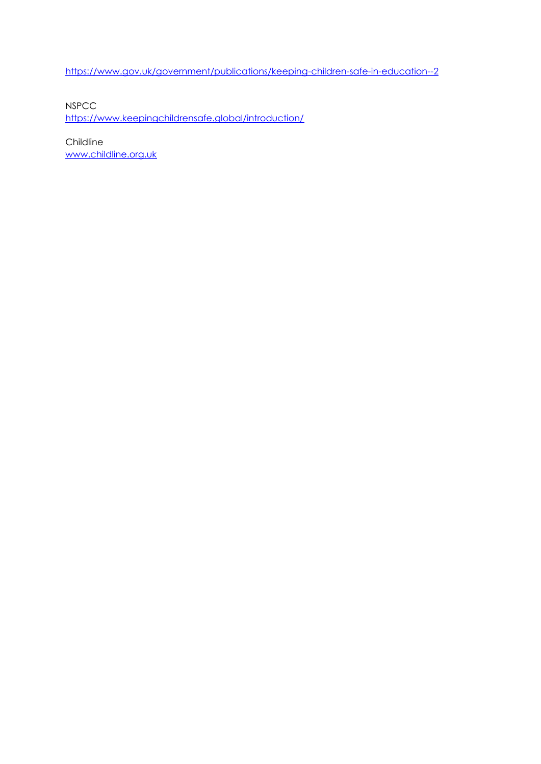https://www.gov.uk/government/publications/keeping-children-safe-in-education--2

NSPCC
https://www.keepingchildrensafe.global/introduction/

Childline
www.childline.org.uk